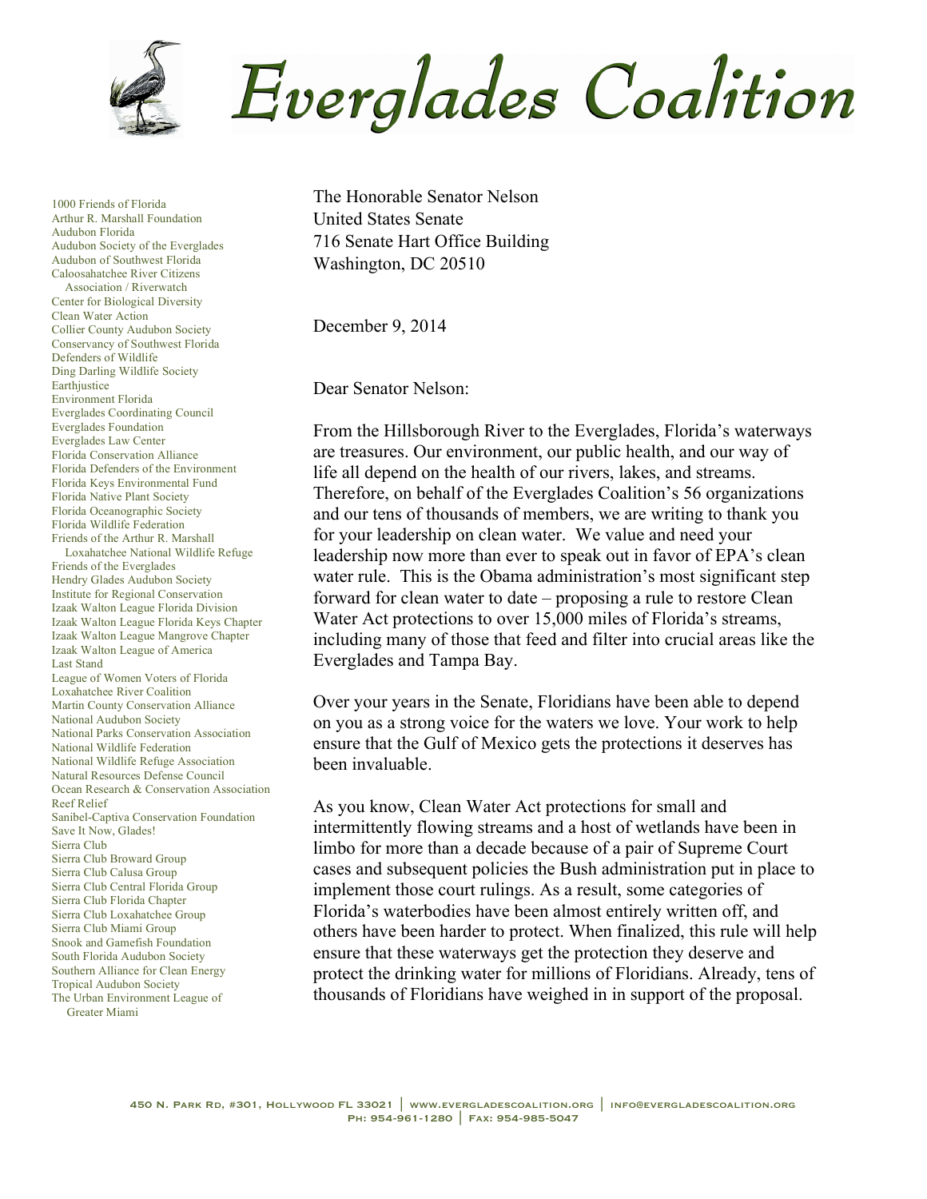# Everglades Coalition

1000 Friends of Florida
Arthur R. Marshall Foundation
Audubon Florida
Audubon Society of the Everglades
Audubon of Southwest Florida
Caloosahatchee River Citizens Association / Riverwatch
Center for Biological Diversity
Clean Water Action
Collier County Audubon Society
Conservancy of Southwest Florida
Defenders of Wildlife
Ding Darling Wildlife Society
Earthjustice
Environment Florida
Everglades Coordinating Council
Everglades Foundation
Everglades Law Center
Florida Conservation Alliance
Florida Defenders of the Environment
Florida Keys Environmental Fund
Florida Native Plant Society
Florida Oceanographic Society
Florida Wildlife Federation
Friends of the Arthur R. Marshall Loxahatchee National Wildlife Refuge
Friends of the Everglades
Hendry Glades Audubon Society
Institute for Regional Conservation
Izaak Walton League Florida Division
Izaak Walton League Florida Keys Chapter
Izaak Walton League Mangrove Chapter
Izaak Walton League of America
Last Stand
League of Women Voters of Florida
Loxahatchee River Coalition
Martin County Conservation Alliance
National Audubon Society
National Parks Conservation Association
National Wildlife Federation
National Wildlife Refuge Association
Natural Resources Defense Council
Ocean Research & Conservation Association
Reef Relief
Sanibel-Captiva Conservation Foundation
Save It Now, Glades!
Sierra Club
Sierra Club Broward Group
Sierra Club Calusa Group
Sierra Club Central Florida Group
Sierra Club Florida Chapter
Sierra Club Loxahatchee Group
Sierra Club Miami Group
Snook and Gamefish Foundation
South Florida Audubon Society
Southern Alliance for Clean Energy
Tropical Audubon Society
The Urban Environment League of Greater Miami

The Honorable Senator Nelson
United States Senate
716 Senate Hart Office Building
Washington, DC 20510

December 9, 2014

Dear Senator Nelson:

From the Hillsborough River to the Everglades, Florida's waterways are treasures. Our environment, our public health, and our way of life all depend on the health of our rivers, lakes, and streams. Therefore, on behalf of the Everglades Coalition's 56 organizations and our tens of thousands of members, we are writing to thank you for your leadership on clean water. We value and need your leadership now more than ever to speak out in favor of EPA's clean water rule. This is the Obama administration's most significant step forward for clean water to date – proposing a rule to restore Clean Water Act protections to over 15,000 miles of Florida's streams, including many of those that feed and filter into crucial areas like the Everglades and Tampa Bay.

Over your years in the Senate, Floridians have been able to depend on you as a strong voice for the waters we love. Your work to help ensure that the Gulf of Mexico gets the protections it deserves has been invaluable.

As you know, Clean Water Act protections for small and intermittently flowing streams and a host of wetlands have been in limbo for more than a decade because of a pair of Supreme Court cases and subsequent policies the Bush administration put in place to implement those court rulings. As a result, some categories of Florida's waterbodies have been almost entirely written off, and others have been harder to protect. When finalized, this rule will help ensure that these waterways get the protection they deserve and protect the drinking water for millions of Floridians. Already, tens of thousands of Floridians have weighed in in support of the proposal.

450 N. Park Rd, #301, Hollywood FL 33021 | www.evergladescoalition.org | info@evergladescoalition.org
Ph: 954-961-1280 | Fax: 954-985-5047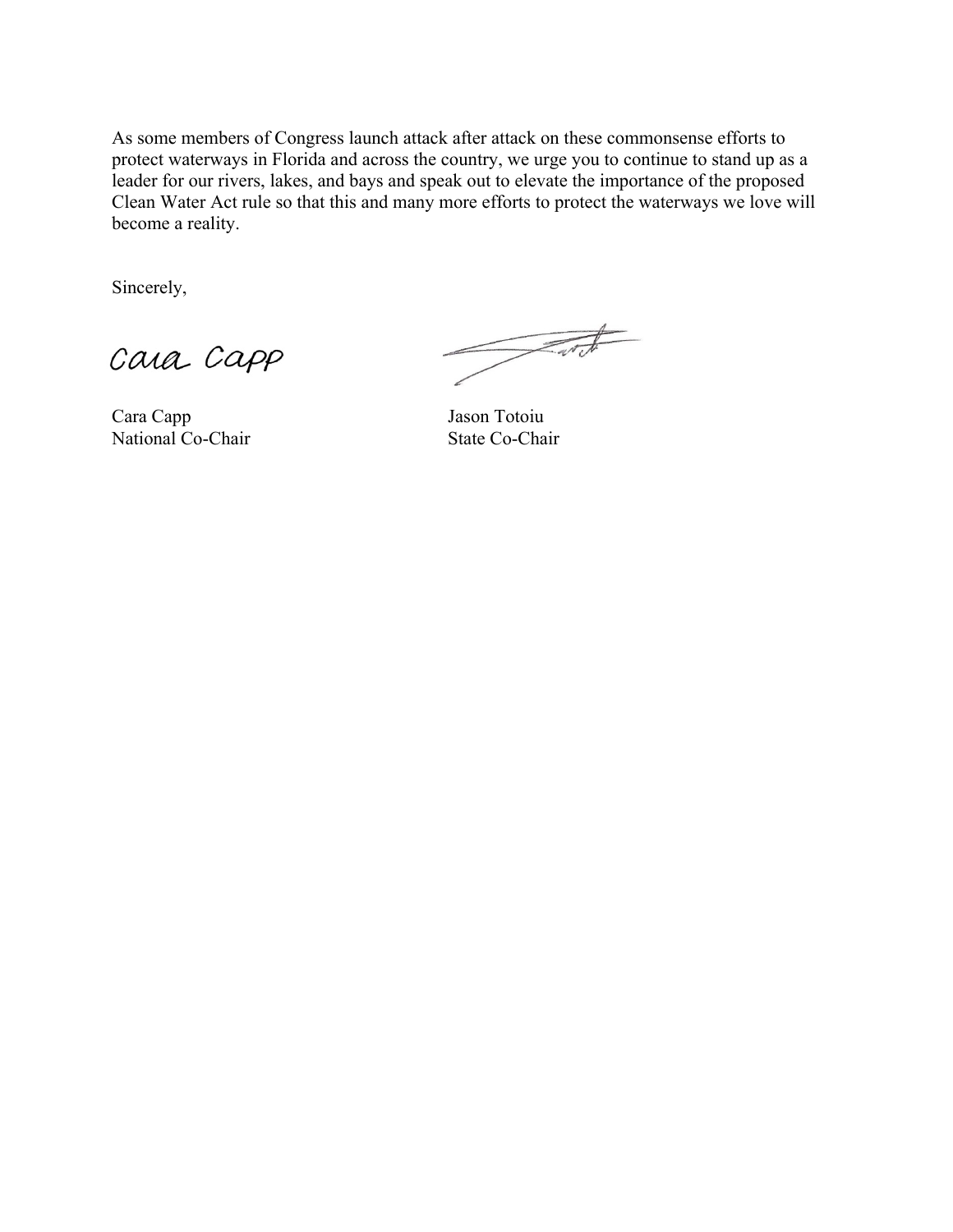As some members of Congress launch attack after attack on these commonsense efforts to protect waterways in Florida and across the country, we urge you to continue to stand up as a leader for our rivers, lakes, and bays and speak out to elevate the importance of the proposed Clean Water Act rule so that this and many more efforts to protect the waterways we love will become a reality.

Sincerely,

Cara Capp
National Co-Chair

Jason Totoiu
State Co-Chair